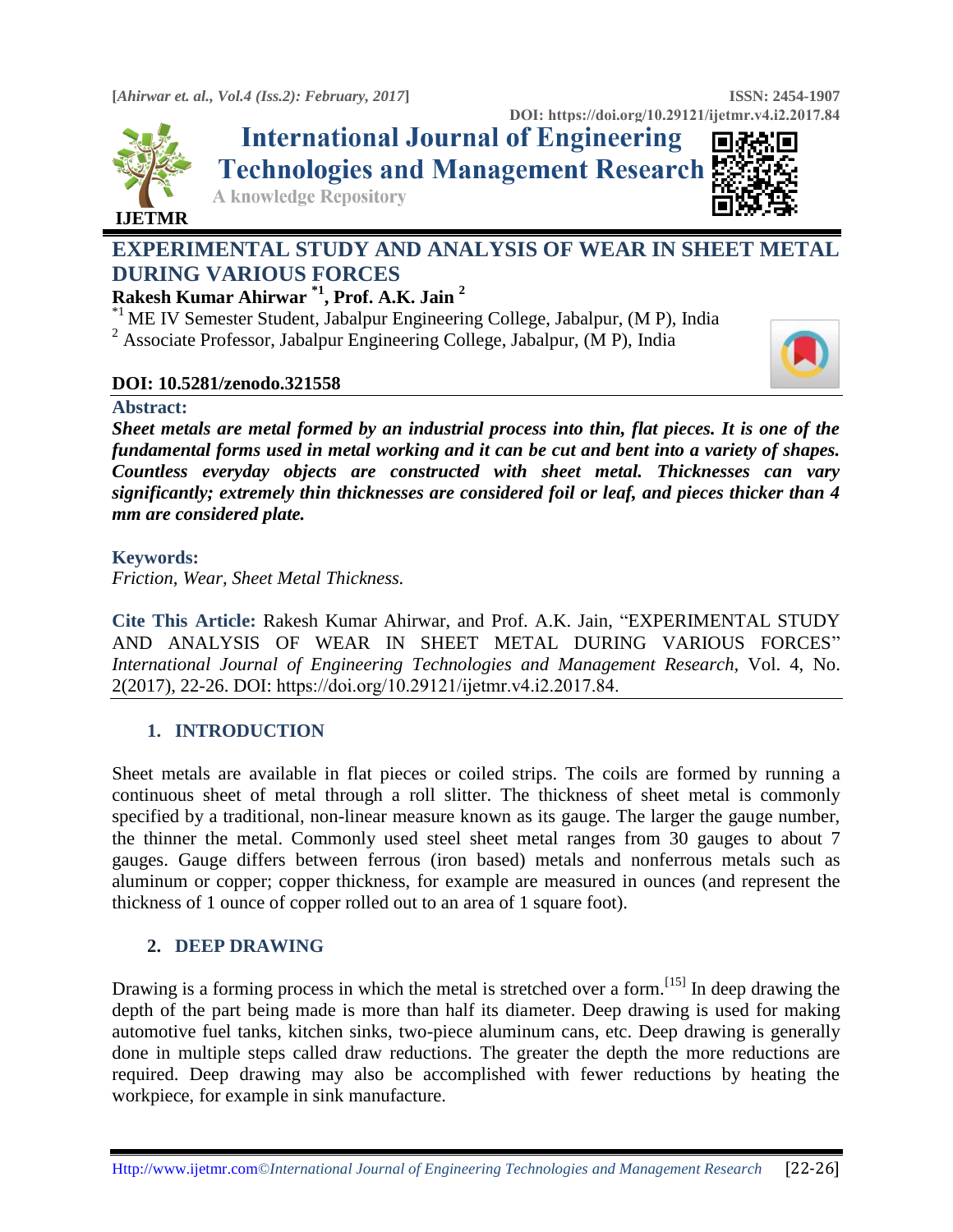# EXPERIMENTAL STUDY AND ANALYSIS OF WEAR IN SHEET METAL DURING VARIOUS FORCES

**Rakesh Kumar Ahirwar [*1], Prof. A.K. Jain [2]**

[*1] ME IV Semester Student, Jabalpur Engineering College, Jabalpur, (M P), India
[2] Associate Professor, Jabalpur Engineering College, Jabalpur, (M P), India

**DOI: 10.5281/zenodo.321558**

**Abstract:**

***Sheet metals are metal formed by an industrial process into thin, flat pieces. It is one of the fundamental forms used in metal working and it can be cut and bent into a variety of shapes. Countless everyday objects are constructed with sheet metal. Thicknesses can vary significantly; extremely thin thicknesses are considered foil or leaf, and pieces thicker than 4 mm are considered plate.***

**Keywords:**

*Friction, Wear, Sheet Metal Thickness.*

**Cite This Article:** Rakesh Kumar Ahirwar, and Prof. A.K. Jain, "EXPERIMENTAL STUDY AND ANALYSIS OF WEAR IN SHEET METAL DURING VARIOUS FORCES" *International Journal of Engineering Technologies and Management Research,* Vol. 4, No. 2(2017), 22-26. DOI: https://doi.org/10.29121/ijetmr.v4.i2.2017.84.

## 1. INTRODUCTION

Sheet metals are available in flat pieces or coiled strips. The coils are formed by running a continuous sheet of metal through a roll slitter. The thickness of sheet metal is commonly specified by a traditional, non-linear measure known as its gauge. The larger the gauge number, the thinner the metal. Commonly used steel sheet metal ranges from 30 gauges to about 7 gauges. Gauge differs between ferrous (iron based) metals and nonferrous metals such as aluminum or copper; copper thickness, for example are measured in ounces (and represent the thickness of 1 ounce of copper rolled out to an area of 1 square foot).

## 2. DEEP DRAWING

Drawing is a forming process in which the metal is stretched over a form.[15] In deep drawing the depth of the part being made is more than half its diameter. Deep drawing is used for making automotive fuel tanks, kitchen sinks, two-piece aluminum cans, etc. Deep drawing is generally done in multiple steps called draw reductions. The greater the depth the more reductions are required. Deep drawing may also be accomplished with fewer reductions by heating the workpiece, for example in sink manufacture.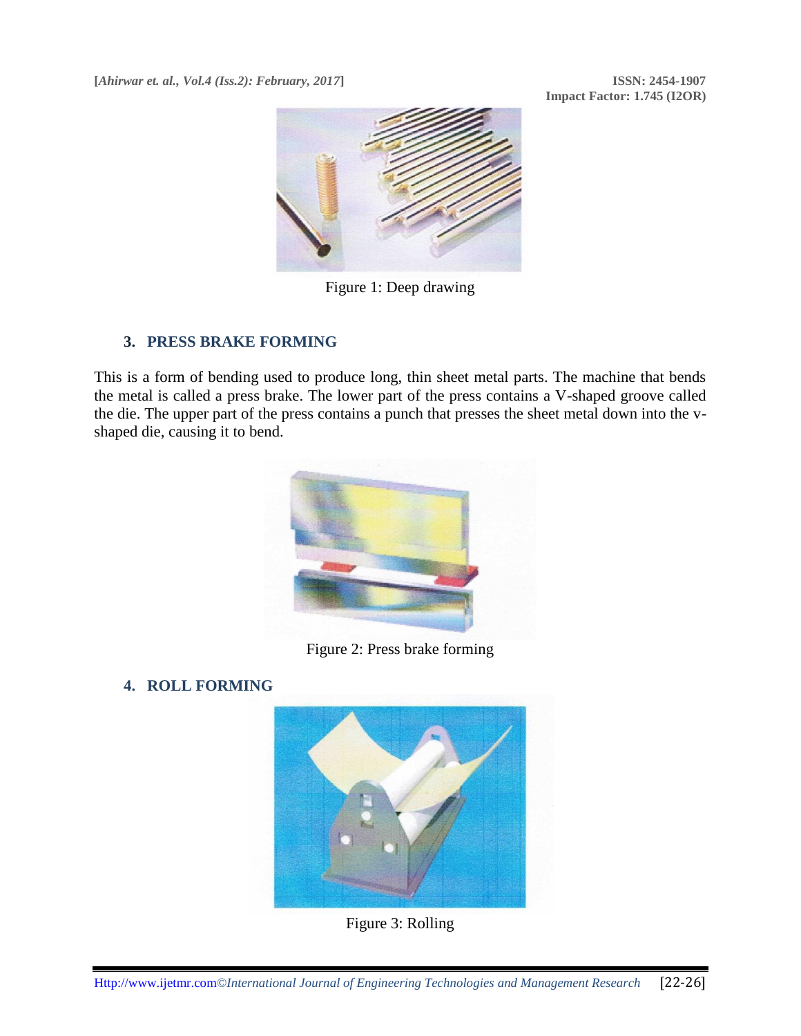Figure 1: Deep drawing

## 3. PRESS BRAKE FORMING

This is a form of bending used to produce long, thin sheet metal parts. The machine that bends the metal is called a press brake. The lower part of the press contains a V-shaped groove called the die. The upper part of the press contains a punch that presses the sheet metal down into the v-shaped die, causing it to bend.

Figure 2: Press brake forming

## 4. ROLL FORMING

Figure 3: Rolling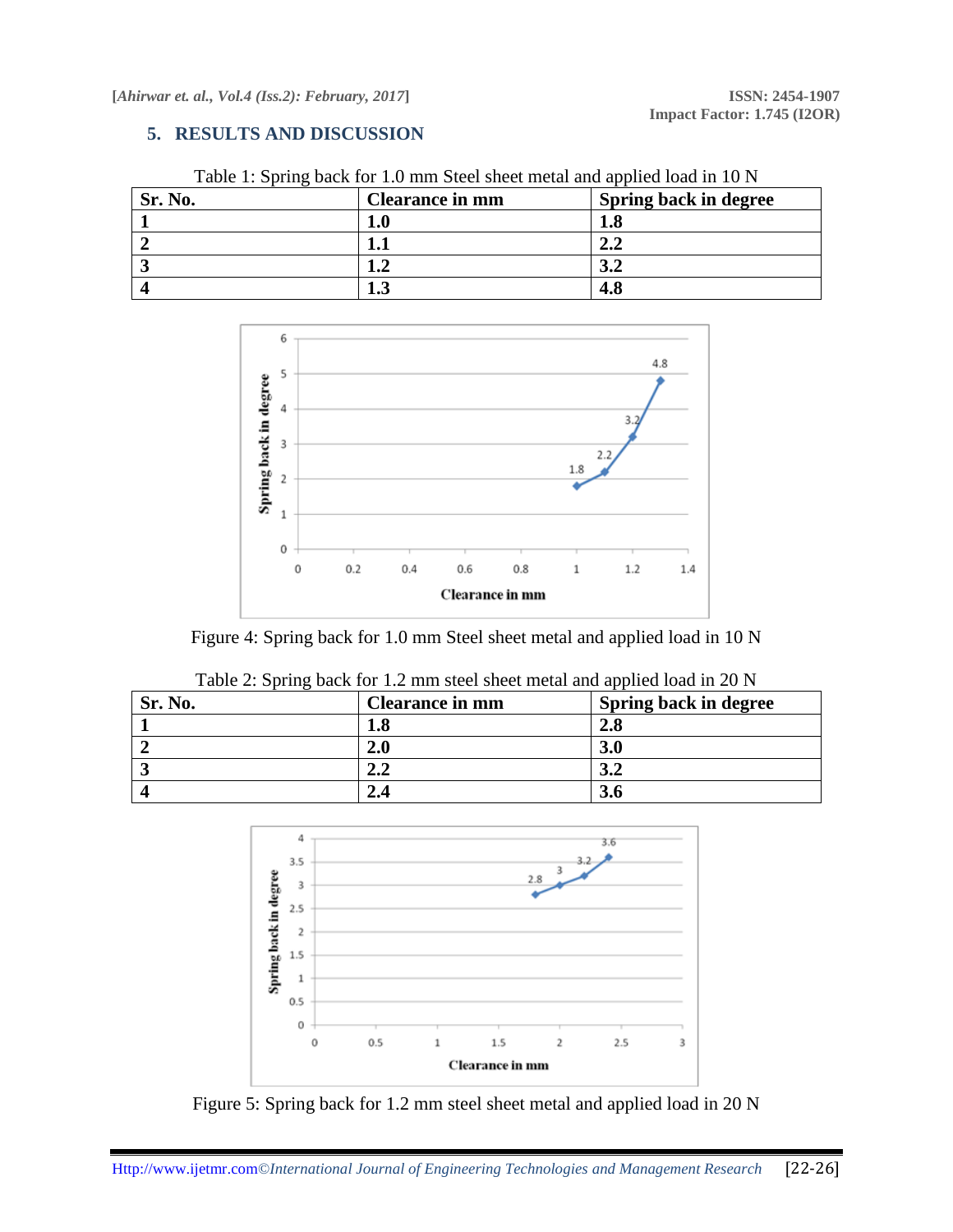## 5. RESULTS AND DISCUSSION

Table 1: Spring back for 1.0 mm Steel sheet metal and applied load in 10 N

| Sr. No. | Clearance in mm | Spring back in degree |
|---|---|---|
| 1 | 1.0 | 1.8 |
| 2 | 1.1 | 2.2 |
| 3 | 1.2 | 3.2 |
| 4 | 1.3 | 4.8 |

Figure 4: Spring back for 1.0 mm Steel sheet metal and applied load in 10 N

Table 2: Spring back for 1.2 mm steel sheet metal and applied load in 20 N

| Sr. No. | Clearance in mm | Spring back in degree |
|---|---|---|
| 1 | 1.8 | 2.8 |
| 2 | 2.0 | 3.0 |
| 3 | 2.2 | 3.2 |
| 4 | 2.4 | 3.6 |

Figure 5: Spring back for 1.2 mm steel sheet metal and applied load in 20 N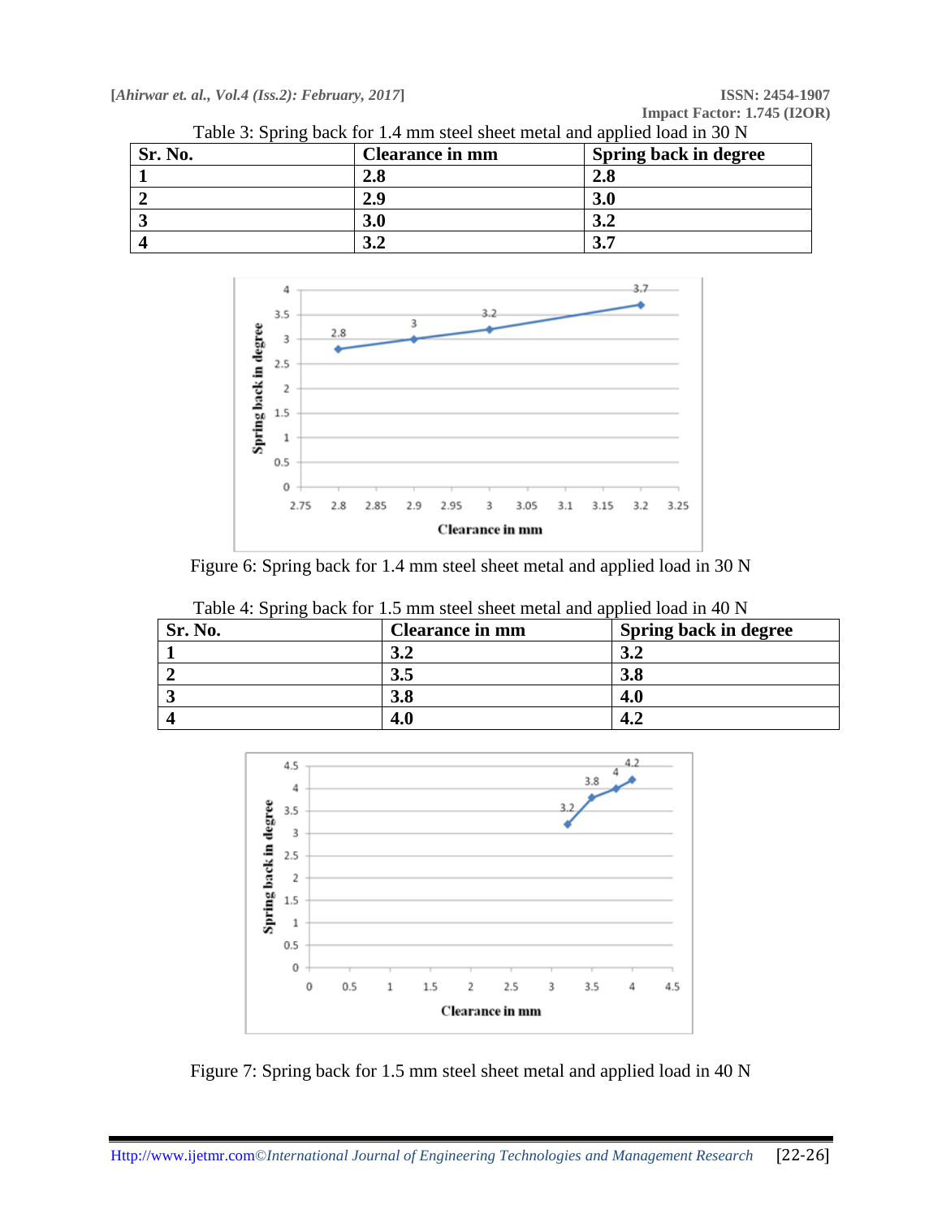Table 3: Spring back for 1.4 mm steel sheet metal and applied load in 30 N

| Sr. No. | Clearance in mm | Spring back in degree |
|---|---|---|
| 1 | 2.8 | 2.8 |
| 2 | 2.9 | 3.0 |
| 3 | 3.0 | 3.2 |
| 4 | 3.2 | 3.7 |

Figure 6: Spring back for 1.4 mm steel sheet metal and applied load in 30 N

Table 4: Spring back for 1.5 mm steel sheet metal and applied load in 40 N

| Sr. No. | Clearance in mm | Spring back in degree |
|---|---|---|
| 1 | 3.2 | 3.2 |
| 2 | 3.5 | 3.8 |
| 3 | 3.8 | 4.0 |
| 4 | 4.0 | 4.2 |

Figure 7: Spring back for 1.5 mm steel sheet metal and applied load in 40 N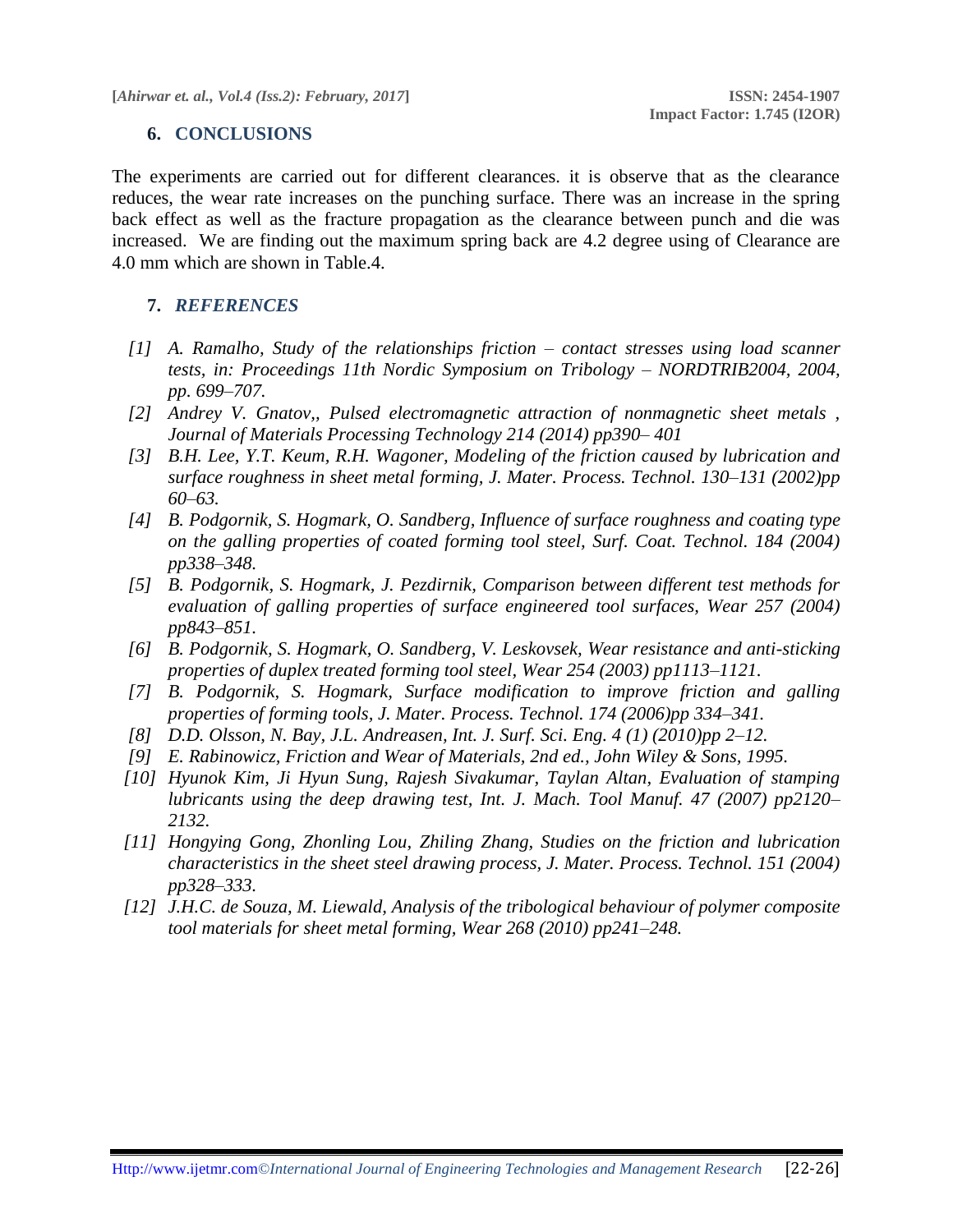## 6. CONCLUSIONS

The experiments are carried out for different clearances. it is observe that as the clearance reduces, the wear rate increases on the punching surface. There was an increase in the spring back effect as well as the fracture propagation as the clearance between punch and die was increased. We are finding out the maximum spring back are 4.2 degree using of Clearance are 4.0 mm which are shown in Table.4.

## 7. *REFERENCES*

*[1] A. Ramalho, Study of the relationships friction – contact stresses using load scanner tests, in: Proceedings 11th Nordic Symposium on Tribology – NORDTRIB2004, 2004, pp. 699–707.*

*[2] Andrey V. Gnatov,, Pulsed electromagnetic attraction of nonmagnetic sheet metals , Journal of Materials Processing Technology 214 (2014) pp390– 401*

*[3] B.H. Lee, Y.T. Keum, R.H. Wagoner, Modeling of the friction caused by lubrication and surface roughness in sheet metal forming, J. Mater. Process. Technol. 130–131 (2002)pp 60–63.*

*[4] B. Podgornik, S. Hogmark, O. Sandberg, Influence of surface roughness and coating type on the galling properties of coated forming tool steel, Surf. Coat. Technol. 184 (2004) pp338–348.*

*[5] B. Podgornik, S. Hogmark, J. Pezdirnik, Comparison between different test methods for evaluation of galling properties of surface engineered tool surfaces, Wear 257 (2004) pp843–851.*

*[6] B. Podgornik, S. Hogmark, O. Sandberg, V. Leskovsek, Wear resistance and anti-sticking properties of duplex treated forming tool steel, Wear 254 (2003) pp1113–1121.*

*[7] B. Podgornik, S. Hogmark, Surface modification to improve friction and galling properties of forming tools, J. Mater. Process. Technol. 174 (2006)pp 334–341.*

*[8] D.D. Olsson, N. Bay, J.L. Andreasen, Int. J. Surf. Sci. Eng. 4 (1) (2010)pp 2–12.*

*[9] E. Rabinowicz, Friction and Wear of Materials, 2nd ed., John Wiley & Sons, 1995.*

*[10] Hyunok Kim, Ji Hyun Sung, Rajesh Sivakumar, Taylan Altan, Evaluation of stamping lubricants using the deep drawing test, Int. J. Mach. Tool Manuf. 47 (2007) pp2120–2132.*

*[11] Hongying Gong, Zhonling Lou, Zhiling Zhang, Studies on the friction and lubrication characteristics in the sheet steel drawing process, J. Mater. Process. Technol. 151 (2004) pp328–333.*

*[12] J.H.C. de Souza, M. Liewald, Analysis of the tribological behaviour of polymer composite tool materials for sheet metal forming, Wear 268 (2010) pp241–248.*